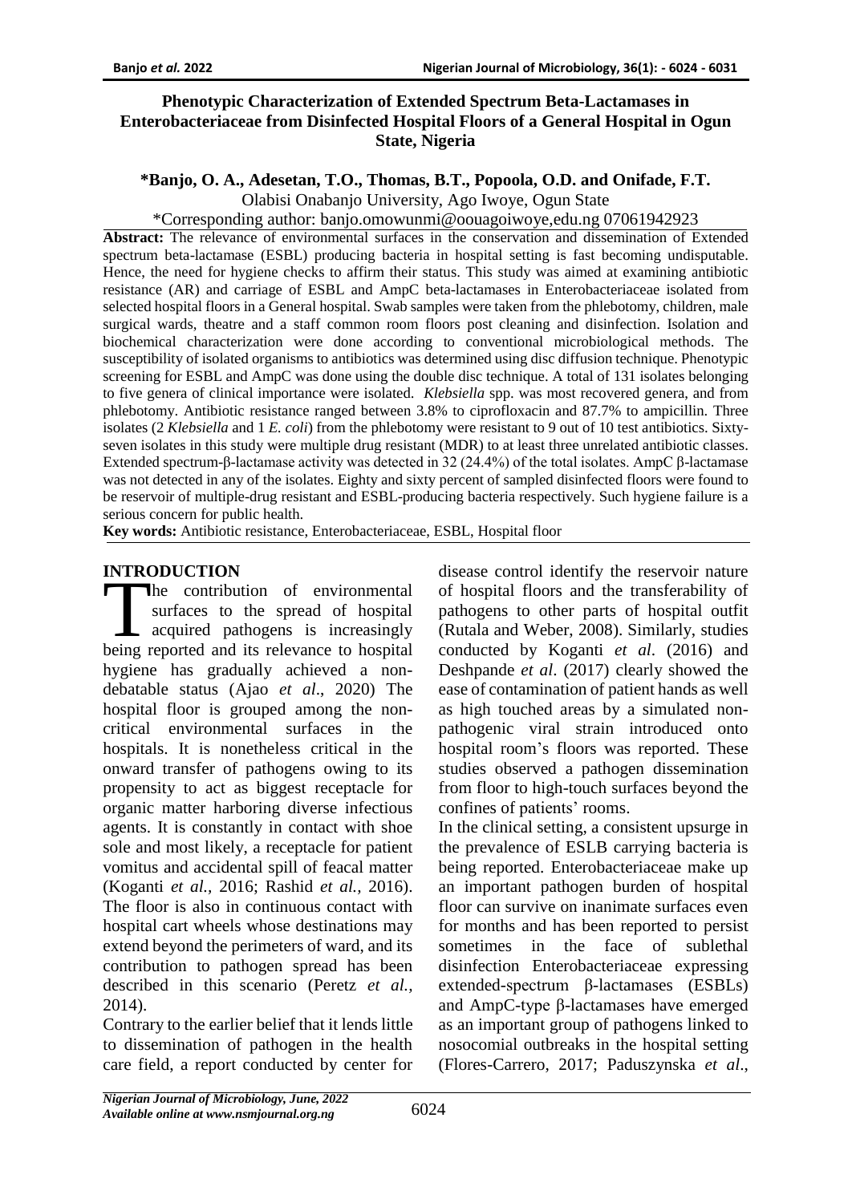# Phenotypic Characterization of Extended Spectrum Beta-Lactamases in Enterobacteriaceae from Disinfected Hospital Floors of a General Hospital in Ogun State, Nigeria

**\*Banjo, O. A., Adesetan, T.O., Thomas, B.T., Popoola, O.D. and Onifade, F.T.**

Olabisi Onabanjo University, Ago Iwoye, Ogun State

\*Corresponding author: banjo.omowunmi@oouagoiwoye,edu.ng 07061942923

**Abstract:** The relevance of environmental surfaces in the conservation and dissemination of Extended spectrum beta-lactamase (ESBL) producing bacteria in hospital setting is fast becoming undisputable. Hence, the need for hygiene checks to affirm their status. This study was aimed at examining antibiotic resistance (AR) and carriage of ESBL and AmpC beta-lactamases in Enterobacteriaceae isolated from selected hospital floors in a General hospital. Swab samples were taken from the phlebotomy, children, male surgical wards, theatre and a staff common room floors post cleaning and disinfection. Isolation and biochemical characterization were done according to conventional microbiological methods. The susceptibility of isolated organisms to antibiotics was determined using disc diffusion technique. Phenotypic screening for ESBL and AmpC was done using the double disc technique. A total of 131 isolates belonging to five genera of clinical importance were isolated. *Klebsiella* spp. was most recovered genera, and from phlebotomy. Antibiotic resistance ranged between 3.8% to ciprofloxacin and 87.7% to ampicillin. Three isolates (2 *Klebsiella* and 1 *E. coli*) from the phlebotomy were resistant to 9 out of 10 test antibiotics. Sixty-seven isolates in this study were multiple drug resistant (MDR) to at least three unrelated antibiotic classes. Extended spectrum-β-lactamase activity was detected in 32 (24.4%) of the total isolates. AmpC β-lactamase was not detected in any of the isolates. Eighty and sixty percent of sampled disinfected floors were found to be reservoir of multiple-drug resistant and ESBL-producing bacteria respectively. Such hygiene failure is a serious concern for public health.

**Key words:** Antibiotic resistance, Enterobacteriaceae, ESBL, Hospital floor

## INTRODUCTION

The contribution of environmental surfaces to the spread of hospital acquired pathogens is increasingly being reported and its relevance to hospital hygiene has gradually achieved a non-debatable status (Ajao *et al*., 2020) The hospital floor is grouped among the non-critical environmental surfaces in the hospitals. It is nonetheless critical in the onward transfer of pathogens owing to its propensity to act as biggest receptacle for organic matter harboring diverse infectious agents. It is constantly in contact with shoe sole and most likely, a receptacle for patient vomitus and accidental spill of feacal matter (Koganti *et al.,* 2016; Rashid *et al.,* 2016). The floor is also in continuous contact with hospital cart wheels whose destinations may extend beyond the perimeters of ward, and its contribution to pathogen spread has been described in this scenario (Peretz *et al.,* 2014).

Contrary to the earlier belief that it lends little to dissemination of pathogen in the health care field, a report conducted by center for disease control identify the reservoir nature of hospital floors and the transferability of pathogens to other parts of hospital outfit (Rutala and Weber, 2008). Similarly, studies conducted by Koganti *et al*. (2016) and Deshpande *et al*. (2017) clearly showed the ease of contamination of patient hands as well as high touched areas by a simulated non-pathogenic viral strain introduced onto hospital room's floors was reported. These studies observed a pathogen dissemination from floor to high-touch surfaces beyond the confines of patients' rooms.

In the clinical setting, a consistent upsurge in the prevalence of ESLB carrying bacteria is being reported. Enterobacteriaceae make up an important pathogen burden of hospital floor can survive on inanimate surfaces even for months and has been reported to persist sometimes in the face of sublethal disinfection Enterobacteriaceae expressing extended-spectrum β-lactamases (ESBLs) and AmpC-type β-lactamases have emerged as an important group of pathogens linked to nosocomial outbreaks in the hospital setting (Flores-Carrero, 2017; Paduszynska *et al*.,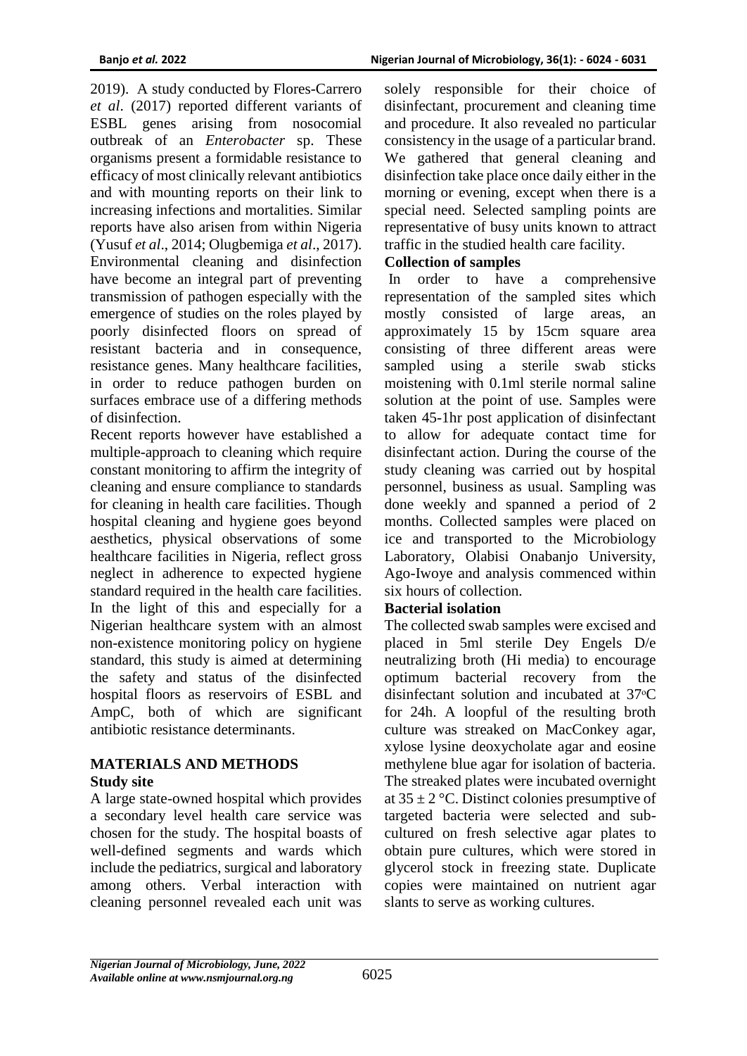2019). A study conducted by Flores-Carrero *et al*. (2017) reported different variants of ESBL genes arising from nosocomial outbreak of an *Enterobacter* sp. These organisms present a formidable resistance to efficacy of most clinically relevant antibiotics and with mounting reports on their link to increasing infections and mortalities. Similar reports have also arisen from within Nigeria (Yusuf *et al*., 2014; Olugbemiga *et al*., 2017). Environmental cleaning and disinfection have become an integral part of preventing transmission of pathogen especially with the emergence of studies on the roles played by poorly disinfected floors on spread of resistant bacteria and in consequence, resistance genes. Many healthcare facilities, in order to reduce pathogen burden on surfaces embrace use of a differing methods of disinfection.

Recent reports however have established a multiple-approach to cleaning which require constant monitoring to affirm the integrity of cleaning and ensure compliance to standards for cleaning in health care facilities. Though hospital cleaning and hygiene goes beyond aesthetics, physical observations of some healthcare facilities in Nigeria, reflect gross neglect in adherence to expected hygiene standard required in the health care facilities. In the light of this and especially for a Nigerian healthcare system with an almost non-existence monitoring policy on hygiene standard, this study is aimed at determining the safety and status of the disinfected hospital floors as reservoirs of ESBL and AmpC, both of which are significant antibiotic resistance determinants.

## MATERIALS AND METHODS

### Study site

A large state-owned hospital which provides a secondary level health care service was chosen for the study. The hospital boasts of well-defined segments and wards which include the pediatrics, surgical and laboratory among others. Verbal interaction with cleaning personnel revealed each unit was solely responsible for their choice of disinfectant, procurement and cleaning time and procedure. It also revealed no particular consistency in the usage of a particular brand. We gathered that general cleaning and disinfection take place once daily either in the morning or evening, except when there is a special need. Selected sampling points are representative of busy units known to attract traffic in the studied health care facility.

### Collection of samples

In order to have a comprehensive representation of the sampled sites which mostly consisted of large areas, an approximately 15 by 15cm square area consisting of three different areas were sampled using a sterile swab sticks moistening with 0.1ml sterile normal saline solution at the point of use. Samples were taken 45-1hr post application of disinfectant to allow for adequate contact time for disinfectant action. During the course of the study cleaning was carried out by hospital personnel, business as usual. Sampling was done weekly and spanned a period of 2 months. Collected samples were placed on ice and transported to the Microbiology Laboratory, Olabisi Onabanjo University, Ago-Iwoye and analysis commenced within six hours of collection.

### Bacterial isolation

The collected swab samples were excised and placed in 5ml sterile Dey Engels D/e neutralizing broth (Hi media) to encourage optimum bacterial recovery from the disinfectant solution and incubated at 37°C for 24h. A loopful of the resulting broth culture was streaked on MacConkey agar, xylose lysine deoxycholate agar and eosine methylene blue agar for isolation of bacteria. The streaked plates were incubated overnight at $35 \pm 2$ °C. Distinct colonies presumptive of targeted bacteria were selected and sub-cultured on fresh selective agar plates to obtain pure cultures, which were stored in glycerol stock in freezing state. Duplicate copies were maintained on nutrient agar slants to serve as working cultures.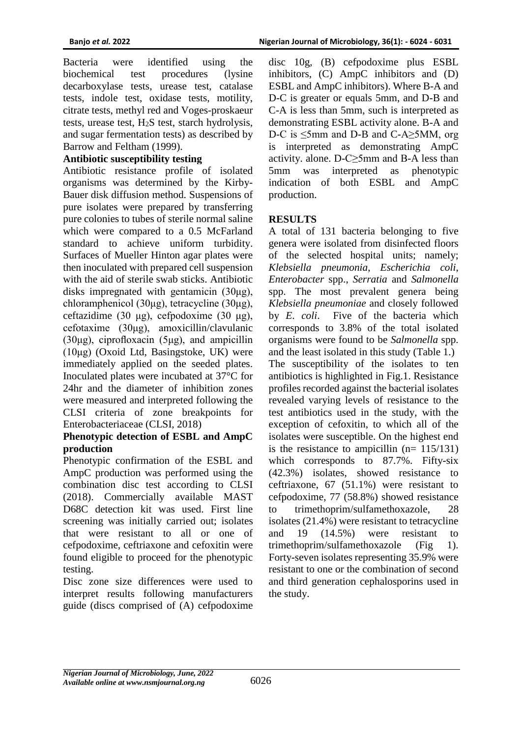Bacteria were identified using the biochemical test procedures (lysine decarboxylase tests, urease test, catalase tests, indole test, oxidase tests, motility, citrate tests, methyl red and Voges-proskaeur tests, urease test, $H_2S$ test, starch hydrolysis, and sugar fermentation tests) as described by Barrow and Feltham (1999).

**Antibiotic susceptibility testing**

Antibiotic resistance profile of isolated organisms was determined by the Kirby-Bauer disk diffusion method. Suspensions of pure isolates were prepared by transferring pure colonies to tubes of sterile normal saline which were compared to a 0.5 McFarland standard to achieve uniform turbidity. Surfaces of Mueller Hinton agar plates were then inoculated with prepared cell suspension with the aid of sterile swab sticks. Antibiotic disks impregnated with gentamicin (30μg), chloramphenicol (30μg), tetracycline (30μg), ceftazidime (30 μg), cefpodoxime (30 μg), cefotaxime (30μg), amoxicillin/clavulanic (30μg), ciprofloxacin (5μg), and ampicillin (10μg) (Oxoid Ltd, Basingstoke, UK) were immediately applied on the seeded plates. Inoculated plates were incubated at 37°C for 24hr and the diameter of inhibition zones were measured and interpreted following the CLSI criteria of zone breakpoints for Enterobacteriaceae (CLSI, 2018)

**Phenotypic detection of ESBL and AmpC production**

Phenotypic confirmation of the ESBL and AmpC production was performed using the combination disc test according to CLSI (2018). Commercially available MAST D68C detection kit was used. First line screening was initially carried out; isolates that were resistant to all or one of cefpodoxime, ceftriaxone and cefoxitin were found eligible to proceed for the phenotypic testing.

Disc zone size differences were used to interpret results following manufacturers guide (discs comprised of (A) cefpodoxime disc 10g, (B) cefpodoxime plus ESBL inhibitors, (C) AmpC inhibitors and (D) ESBL and AmpC inhibitors). Where B-A and D-C is greater or equals 5mm, and D-B and C-A is less than 5mm, such is interpreted as demonstrating ESBL activity alone. B-A and D-C is ≤5mm and D-B and C-A≥5MM, org is interpreted as demonstrating AmpC activity. alone. D-C≥5mm and B-A less than 5mm was interpreted as phenotypic indication of both ESBL and AmpC production.

## RESULTS

A total of 131 bacteria belonging to five genera were isolated from disinfected floors of the selected hospital units; namely; *Klebsiella pneumonia*, *Escherichia coli*, *Enterobacter* spp., *Serratia* and *Salmonella* spp. The most prevalent genera being *Klebsiella pneumoniae* and closely followed by *E. coli*. Five of the bacteria which corresponds to 3.8% of the total isolated organisms were found to be *Salmonella* spp. and the least isolated in this study (Table 1.)

The susceptibility of the isolates to ten antibiotics is highlighted in Fig.1. Resistance profiles recorded against the bacterial isolates revealed varying levels of resistance to the test antibiotics used in the study, with the exception of cefoxitin, to which all of the isolates were susceptible. On the highest end is the resistance to ampicillin (n= 115/131) which corresponds to 87.7%. Fifty-six (42.3%) isolates, showed resistance to ceftriaxone, 67 (51.1%) were resistant to cefpodoxime, 77 (58.8%) showed resistance to trimethoprim/sulfamethoxazole, 28 isolates (21.4%) were resistant to tetracycline and 19 (14.5%) were resistant to trimethoprim/sulfamethoxazole (Fig 1). Forty-seven isolates representing 35.9% were resistant to one or the combination of second and third generation cephalosporins used in the study.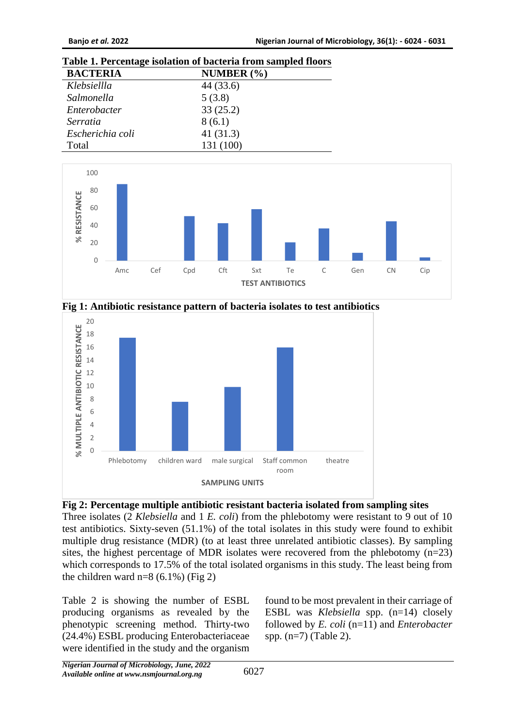**Table 1. Percentage isolation of bacteria from sampled floors**

| BACTERIA | NUMBER (%) |
|---|---|
| *Klebsiellla* | 44 (33.6) |
| *Salmonella* | 5 (3.8) |
| *Enterobacter* | 33 (25.2) |
| *Serratia* | 8 (6.1) |
| *Escherichia coli* | 41 (31.3) |
| Total | 131 (100) |

**Fig 1: Antibiotic resistance pattern of bacteria isolates to test antibiotics**

**Fig 2: Percentage multiple antibiotic resistant bacteria isolated from sampling sites**

Three isolates (2 *Klebsiella* and 1 *E. coli*) from the phlebotomy were resistant to 9 out of 10 test antibiotics. Sixty-seven (51.1%) of the total isolates in this study were found to exhibit multiple drug resistance (MDR) (to at least three unrelated antibiotic classes). By sampling sites, the highest percentage of MDR isolates were recovered from the phlebotomy (n=23) which corresponds to 17.5% of the total isolated organisms in this study. The least being from the children ward n=8 (6.1%) (Fig 2)

Table 2 is showing the number of ESBL producing organisms as revealed by the phenotypic screening method. Thirty-two (24.4%) ESBL producing Enterobacteriaceae were identified in the study and the organism found to be most prevalent in their carriage of ESBL was *Klebsiella* spp. (n=14) closely followed by *E. coli* (n=11) and *Enterobacter* spp. (n=7) (Table 2).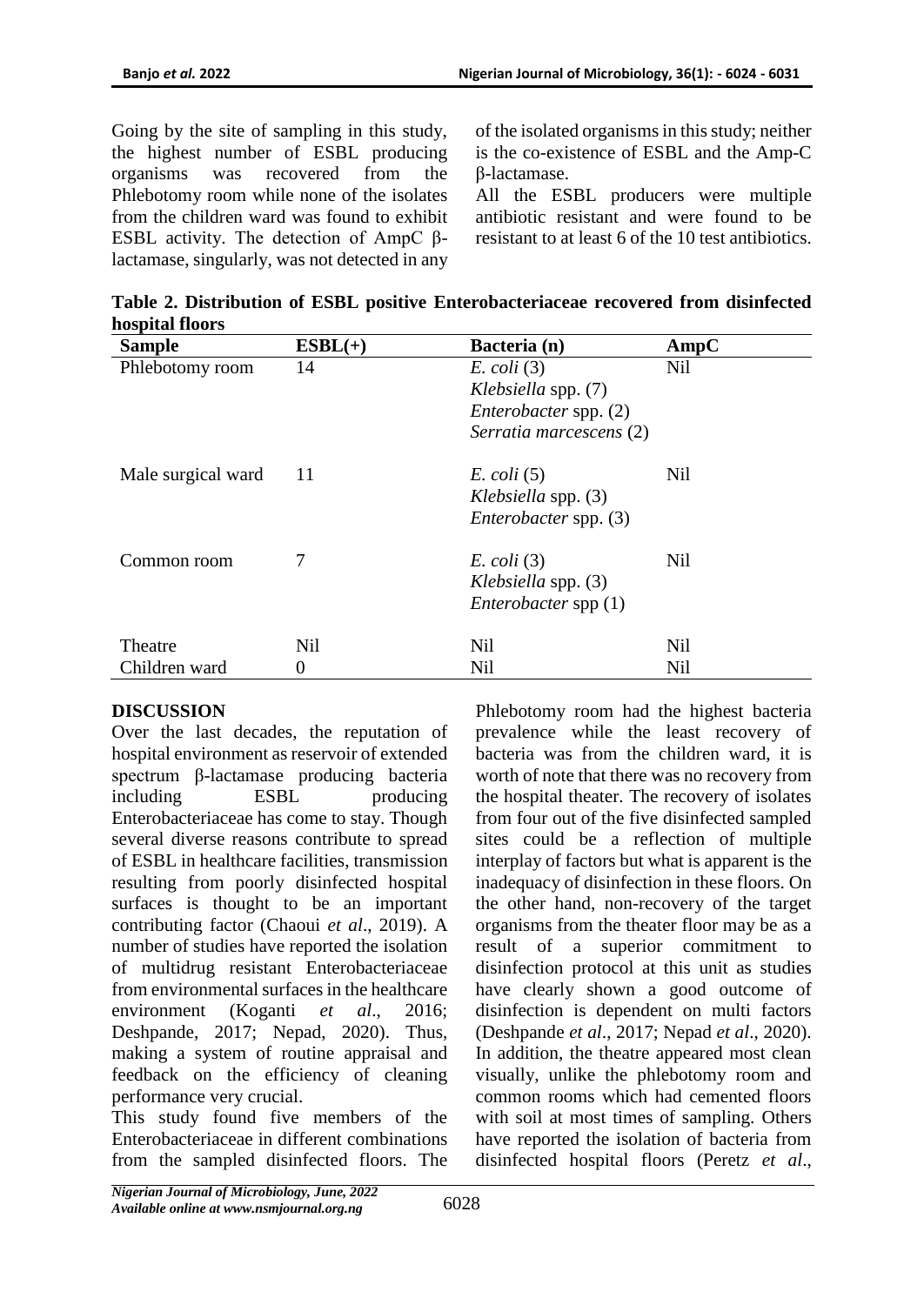Going by the site of sampling in this study, the highest number of ESBL producing organisms was recovered from the Phlebotomy room while none of the isolates from the children ward was found to exhibit ESBL activity. The detection of AmpC β-lactamase, singularly, was not detected in any of the isolated organisms in this study; neither is the co-existence of ESBL and the Amp-C β-lactamase.

All the ESBL producers were multiple antibiotic resistant and were found to be resistant to at least 6 of the 10 test antibiotics.

**Table 2. Distribution of ESBL positive Enterobacteriaceae recovered from disinfected hospital floors**

| Sample | ESBL(+) | Bacteria (n) | AmpC |
|---|---|---|---|
| Phlebotomy room | 14 | *E. coli* (3)<br>*Klebsiella* spp. (7)<br>*Enterobacter* spp. (2)<br>*Serratia marcescens* (2) | Nil |
| Male surgical ward | 11 | *E. coli* (5)<br>*Klebsiella* spp. (3)<br>*Enterobacter* spp. (3) | Nil |
| Common room | 7 | *E. coli* (3)<br>*Klebsiella* spp. (3)<br>*Enterobacter* spp (1) | Nil |
| Theatre | Nil | Nil | Nil |
| Children ward | 0 | Nil | Nil |

## DISCUSSION

Over the last decades, the reputation of hospital environment as reservoir of extended spectrum β-lactamase producing bacteria including ESBL producing Enterobacteriaceae has come to stay. Though several diverse reasons contribute to spread of ESBL in healthcare facilities, transmission resulting from poorly disinfected hospital surfaces is thought to be an important contributing factor (Chaoui *et al*., 2019). A number of studies have reported the isolation of multidrug resistant Enterobacteriaceae from environmental surfaces in the healthcare environment (Koganti *et al*., 2016; Deshpande, 2017; Nepad, 2020). Thus, making a system of routine appraisal and feedback on the efficiency of cleaning performance very crucial.

This study found five members of the Enterobacteriaceae in different combinations from the sampled disinfected floors. The Phlebotomy room had the highest bacteria prevalence while the least recovery of bacteria was from the children ward, it is worth of note that there was no recovery from the hospital theater. The recovery of isolates from four out of the five disinfected sampled sites could be a reflection of multiple interplay of factors but what is apparent is the inadequacy of disinfection in these floors. On the other hand, non-recovery of the target organisms from the theater floor may be as a result of a superior commitment to disinfection protocol at this unit as studies have clearly shown a good outcome of disinfection is dependent on multi factors (Deshpande *et al*., 2017; Nepad *et al*., 2020). In addition, the theatre appeared most clean visually, unlike the phlebotomy room and common rooms which had cemented floors with soil at most times of sampling. Others have reported the isolation of bacteria from disinfected hospital floors (Peretz *et al*.,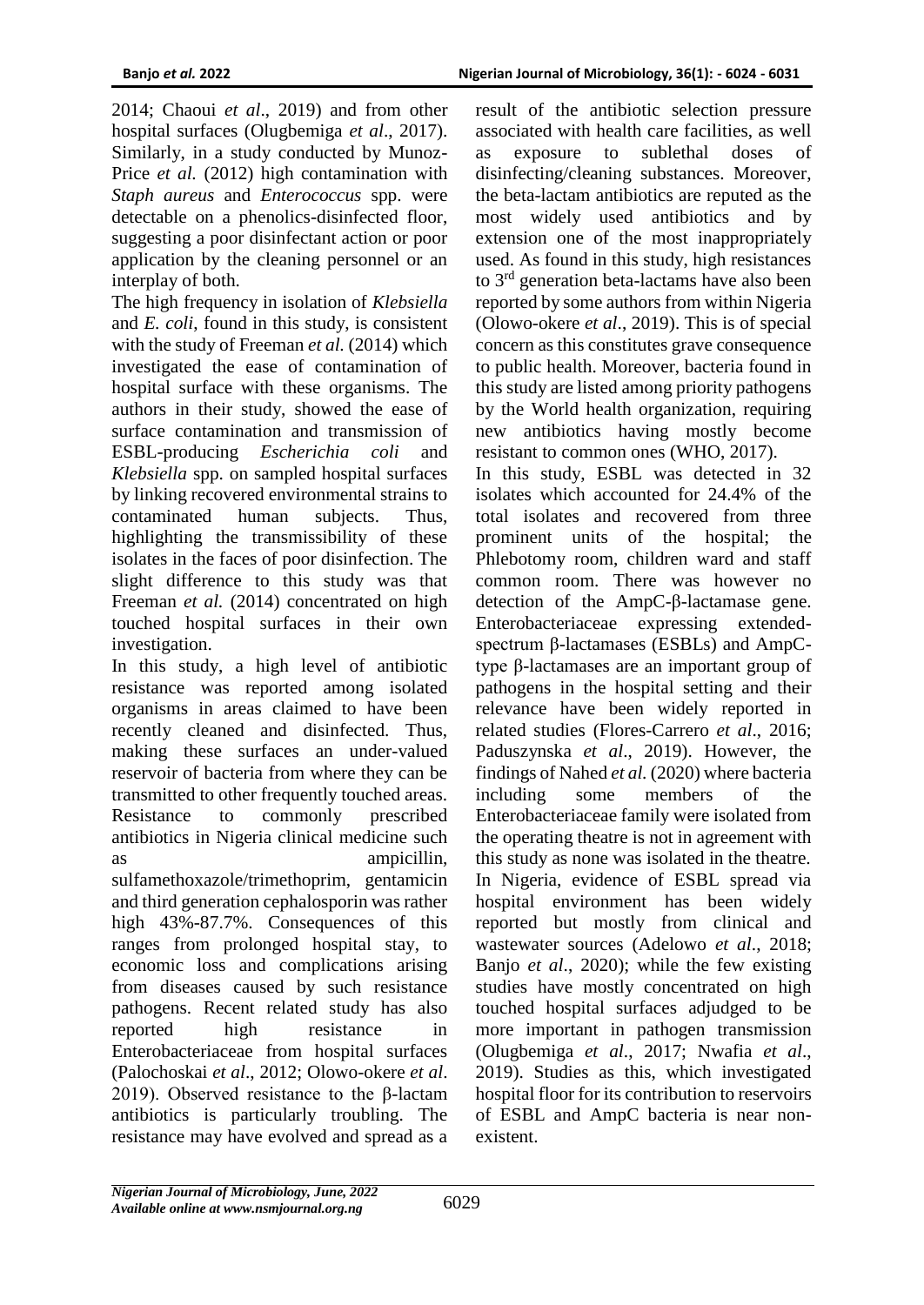2014; Chaoui *et al*., 2019) and from other hospital surfaces (Olugbemiga *et al*., 2017). Similarly, in a study conducted by Munoz-Price *et al.* (2012) high contamination with *Staph aureus* and *Enterococcus* spp. were detectable on a phenolics-disinfected floor, suggesting a poor disinfectant action or poor application by the cleaning personnel or an interplay of both.

The high frequency in isolation of *Klebsiella* and *E. coli*, found in this study, is consistent with the study of Freeman *et al.* (2014) which investigated the ease of contamination of hospital surface with these organisms. The authors in their study, showed the ease of surface contamination and transmission of ESBL-producing *Escherichia coli* and *Klebsiella* spp. on sampled hospital surfaces by linking recovered environmental strains to contaminated human subjects. Thus, highlighting the transmissibility of these isolates in the faces of poor disinfection. The slight difference to this study was that Freeman *et al.* (2014) concentrated on high touched hospital surfaces in their own investigation.

In this study, a high level of antibiotic resistance was reported among isolated organisms in areas claimed to have been recently cleaned and disinfected. Thus, making these surfaces an under-valued reservoir of bacteria from where they can be transmitted to other frequently touched areas. Resistance to commonly prescribed antibiotics in Nigeria clinical medicine such as ampicillin, sulfamethoxazole/trimethoprim, gentamicin and third generation cephalosporin was rather high 43%-87.7%. Consequences of this ranges from prolonged hospital stay, to economic loss and complications arising from diseases caused by such resistance pathogens. Recent related study has also reported high resistance in Enterobacteriaceae from hospital surfaces (Palochoskai *et al*., 2012; Olowo-okere *et al*. 2019). Observed resistance to the β-lactam antibiotics is particularly troubling. The resistance may have evolved and spread as a result of the antibiotic selection pressure associated with health care facilities, as well as exposure to sublethal doses of disinfecting/cleaning substances. Moreover, the beta-lactam antibiotics are reputed as the most widely used antibiotics and by extension one of the most inappropriately used. As found in this study, high resistances to 3rd generation beta-lactams have also been reported by some authors from within Nigeria (Olowo-okere *et al*., 2019). This is of special concern as this constitutes grave consequence to public health. Moreover, bacteria found in this study are listed among priority pathogens by the World health organization, requiring new antibiotics having mostly become resistant to common ones (WHO, 2017).

In this study, ESBL was detected in 32 isolates which accounted for 24.4% of the total isolates and recovered from three prominent units of the hospital; the Phlebotomy room, children ward and staff common room. There was however no detection of the AmpC-β-lactamase gene. Enterobacteriaceae expressing extended-spectrum β-lactamases (ESBLs) and AmpC-type β-lactamases are an important group of pathogens in the hospital setting and their relevance have been widely reported in related studies (Flores-Carrero *et al*., 2016; Paduszynska *et al*., 2019). However, the findings of Nahed *et al.* (2020) where bacteria including some members of the Enterobacteriaceae family were isolated from the operating theatre is not in agreement with this study as none was isolated in the theatre. In Nigeria, evidence of ESBL spread via hospital environment has been widely reported but mostly from clinical and wastewater sources (Adelowo *et al*., 2018; Banjo *et al*., 2020); while the few existing studies have mostly concentrated on high touched hospital surfaces adjudged to be more important in pathogen transmission (Olugbemiga *et al*., 2017; Nwafia *et al*., 2019). Studies as this, which investigated hospital floor for its contribution to reservoirs of ESBL and AmpC bacteria is near non-existent.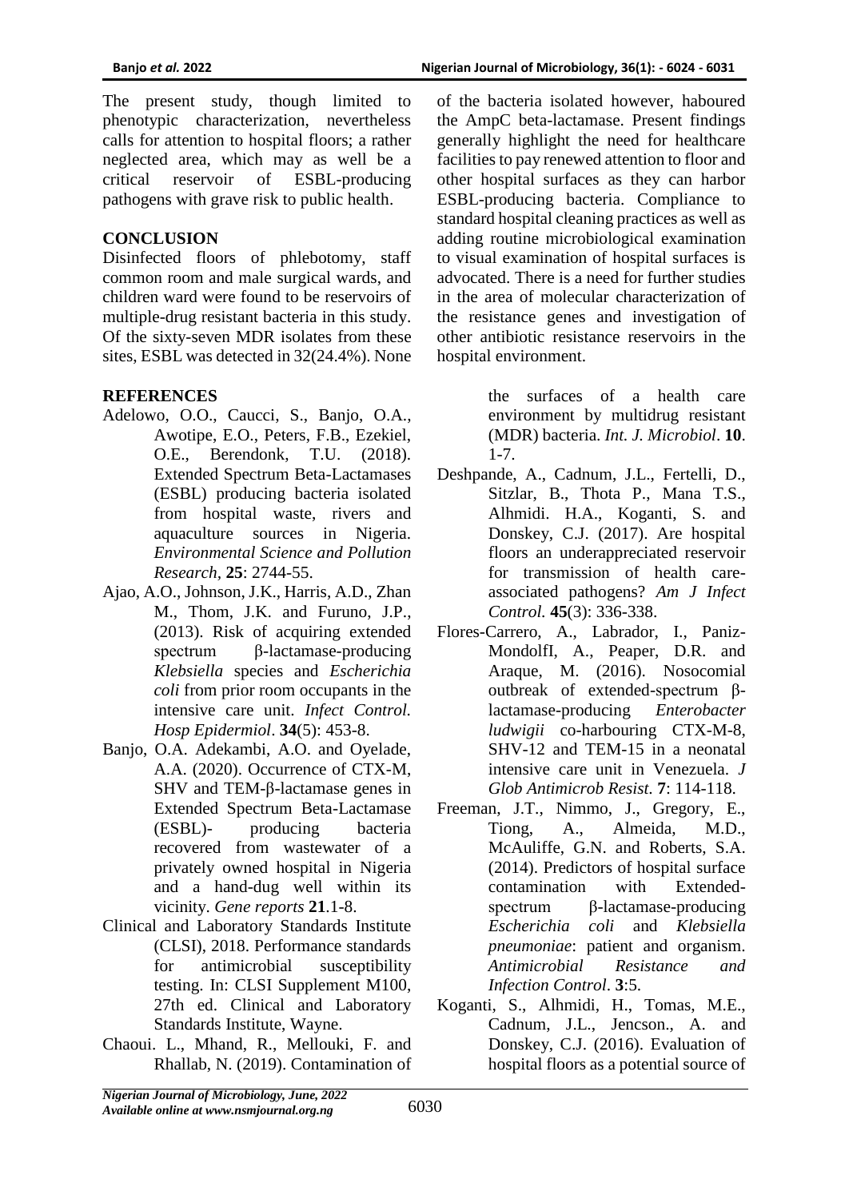The present study, though limited to phenotypic characterization, nevertheless calls for attention to hospital floors; a rather neglected area, which may as well be a critical reservoir of ESBL-producing pathogens with grave risk to public health.

## CONCLUSION

Disinfected floors of phlebotomy, staff common room and male surgical wards, and children ward were found to be reservoirs of multiple-drug resistant bacteria in this study. Of the sixty-seven MDR isolates from these sites, ESBL was detected in 32(24.4%). None of the bacteria isolated however, haboured the AmpC beta-lactamase. Present findings generally highlight the need for healthcare facilities to pay renewed attention to floor and other hospital surfaces as they can harbor ESBL-producing bacteria. Compliance to standard hospital cleaning practices as well as adding routine microbiological examination to visual examination of hospital surfaces is advocated. There is a need for further studies in the area of molecular characterization of the resistance genes and investigation of other antibiotic resistance reservoirs in the hospital environment.

## REFERENCES

Adelowo, O.O., Caucci, S., Banjo, O.A., Awotipe, E.O., Peters, F.B., Ezekiel, O.E., Berendonk, T.U. (2018). Extended Spectrum Beta-Lactamases (ESBL) producing bacteria isolated from hospital waste, rivers and aquaculture sources in Nigeria. *Environmental Science and Pollution Research,* **25**: 2744-55.

Ajao, A.O., Johnson, J.K., Harris, A.D., Zhan M., Thom, J.K. and Furuno, J.P., (2013). Risk of acquiring extended spectrum β-lactamase-producing *Klebsiella* species and *Escherichia coli* from prior room occupants in the intensive care unit. *Infect Control. Hosp Epidermiol*. **34**(5): 453-8.

Banjo, O.A. Adekambi, A.O. and Oyelade, A.A. (2020). Occurrence of CTX-M, SHV and TEM-β-lactamase genes in Extended Spectrum Beta-Lactamase (ESBL)- producing bacteria recovered from wastewater of a privately owned hospital in Nigeria and a hand-dug well within its vicinity. *Gene reports* **21**.1-8.

Clinical and Laboratory Standards Institute (CLSI), 2018. Performance standards for antimicrobial susceptibility testing. In: CLSI Supplement M100, 27th ed. Clinical and Laboratory Standards Institute, Wayne.

Chaoui. L., Mhand, R., Mellouki, F. and Rhallab, N. (2019). Contamination of the surfaces of a health care environment by multidrug resistant (MDR) bacteria. *Int. J. Microbiol*. **10**. 1-7.

Deshpande, A., Cadnum, J.L., Fertelli, D., Sitzlar, B., Thota P., Mana T.S., Alhmidi. H.A., Koganti, S. and Donskey, C.J. (2017). Are hospital floors an underappreciated reservoir for transmission of health care-associated pathogens? *Am J Infect Control.* **45**(3): 336-338.

Flores-Carrero, A., Labrador, I., Paniz-MondolfI, A., Peaper, D.R. and Araque, M. (2016). Nosocomial outbreak of extended-spectrum β-lactamase-producing *Enterobacter ludwigii* co-harbouring CTX-M-8, SHV-12 and TEM-15 in a neonatal intensive care unit in Venezuela. *J Glob Antimicrob Resist*. **7**: 114-118.

Freeman, J.T., Nimmo, J., Gregory, E., Tiong, A., Almeida, M.D., McAuliffe, G.N. and Roberts, S.A. (2014). Predictors of hospital surface contamination with Extended-spectrum β-lactamase-producing *Escherichia coli* and *Klebsiella pneumoniae*: patient and organism. *Antimicrobial Resistance and Infection Control*. **3**:5.

Koganti, S., Alhmidi, H., Tomas, M.E., Cadnum, J.L., Jencson., A. and Donskey, C.J. (2016). Evaluation of hospital floors as a potential source of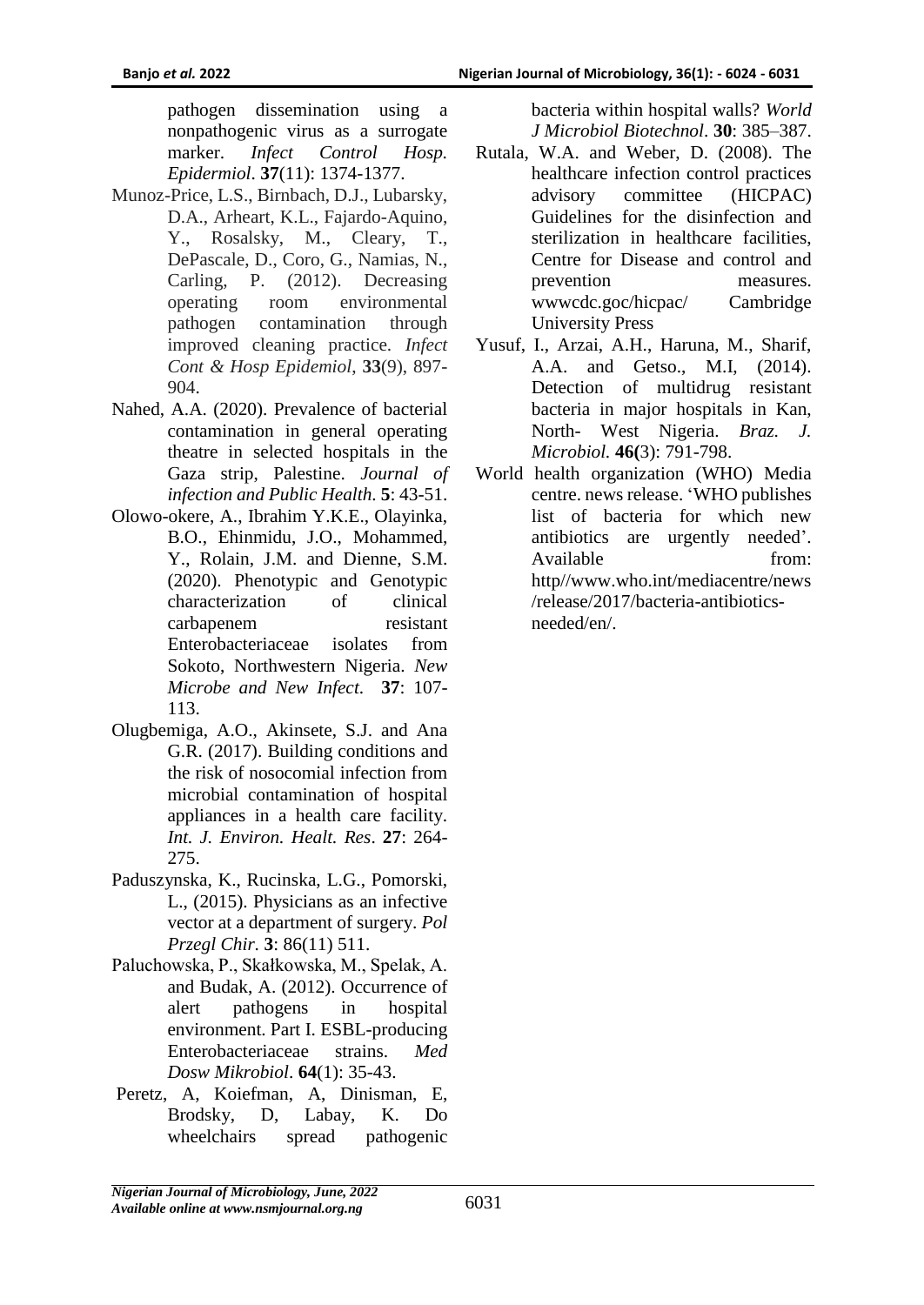pathogen dissemination using a nonpathogenic virus as a surrogate marker. *Infect Control Hosp. Epidermiol*. **37**(11): 1374-1377.

Munoz-Price, L.S., Birnbach, D.J., Lubarsky, D.A., Arheart, K.L., Fajardo-Aquino, Y., Rosalsky, M., Cleary, T., DePascale, D., Coro, G., Namias, N., Carling, P. (2012). Decreasing operating room environmental pathogen contamination through improved cleaning practice. *Infect Cont & Hosp Epidemiol*, **33**(9), 897-904.

Nahed, A.A. (2020). Prevalence of bacterial contamination in general operating theatre in selected hospitals in the Gaza strip, Palestine. *Journal of infection and Public Health*. **5**: 43-51.

Olowo-okere, A., Ibrahim Y.K.E., Olayinka, B.O., Ehinmidu, J.O., Mohammed, Y., Rolain, J.M. and Dienne, S.M. (2020). Phenotypic and Genotypic characterization of clinical carbapenem resistant Enterobacteriaceae isolates from Sokoto, Northwestern Nigeria. *New Microbe and New Infect*. **37**: 107-113.

Olugbemiga, A.O., Akinsete, S.J. and Ana G.R. (2017). Building conditions and the risk of nosocomial infection from microbial contamination of hospital appliances in a health care facility. *Int. J. Environ. Healt. Res*. **27**: 264-275.

Paduszynska, K., Rucinska, L.G., Pomorski, L., (2015). Physicians as an infective vector at a department of surgery. *Pol Przegl Chir*. **3**: 86(11) 511.

Paluchowska, P., Skałkowska, M., Spelak, A. and Budak, A. (2012). Occurrence of alert pathogens in hospital environment. Part I. ESBL-producing Enterobacteriaceae strains. *Med Dosw Mikrobiol*. **64**(1): 35-43.

Peretz, A, Koiefman, A, Dinisman, E, Brodsky, D, Labay, K. Do wheelchairs spread pathogenic bacteria within hospital walls? *World J Microbiol Biotechnol*. **30**: 385–387.

Rutala, W.A. and Weber, D. (2008). The healthcare infection control practices advisory committee (HICPAC) Guidelines for the disinfection and sterilization in healthcare facilities, Centre for Disease and control and prevention measures. wwwcdc.goc/hicpac/ Cambridge University Press

Yusuf, I., Arzai, A.H., Haruna, M., Sharif, A.A. and Getso., M.I, (2014). Detection of multidrug resistant bacteria in major hospitals in Kan, North- West Nigeria. *Braz. J. Microbiol*. **46(**3): 791-798.

World health organization (WHO) Media centre. news release. 'WHO publishes list of bacteria for which new antibiotics are urgently needed'. Available from: http//www.who.int/mediacentre/news/release/2017/bacteria-antibiotics-needed/en/.